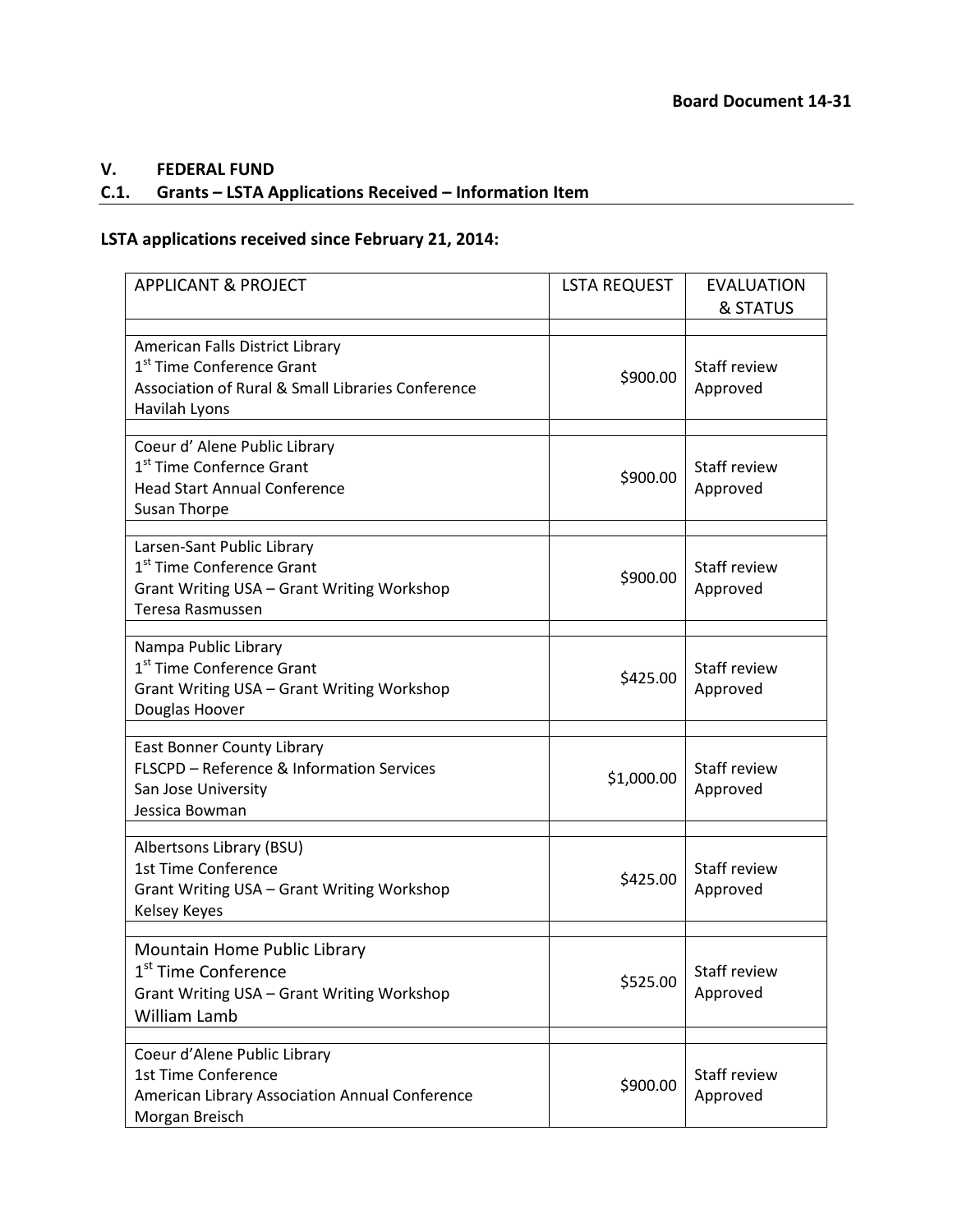**Board Document 14-31**

## V. FEDERAL FUND

## C.1. Grants – LSTA Applications Received – Information Item

### LSTA applications received since February 21, 2014:

| APPLICANT & PROJECT | LSTA REQUEST | EVALUATION & STATUS |
|---|---|---|
| American Falls District Library<br>1st Time Conference Grant<br>Association of Rural & Small Libraries Conference<br>Havilah Lyons | \$900.00 | Staff review<br>Approved |
| Coeur d' Alene Public Library<br>1st Time Confernce Grant<br>Head Start Annual Conference<br>Susan Thorpe | \$900.00 | Staff review<br>Approved |
| Larsen-Sant Public Library<br>1st Time Conference Grant<br>Grant Writing USA – Grant Writing Workshop<br>Teresa Rasmussen | \$900.00 | Staff review<br>Approved |
| Nampa Public Library<br>1st Time Conference Grant<br>Grant Writing USA – Grant Writing Workshop<br>Douglas Hoover | \$425.00 | Staff review<br>Approved |
| East Bonner County Library<br>FLSCPD – Reference & Information Services<br>San Jose University<br>Jessica Bowman | \$1,000.00 | Staff review<br>Approved |
| Albertsons Library (BSU)<br>1st Time Conference<br>Grant Writing USA – Grant Writing Workshop<br>Kelsey Keyes | \$425.00 | Staff review<br>Approved |
| Mountain Home Public Library<br>1st Time Conference<br>Grant Writing USA – Grant Writing Workshop<br>William Lamb | \$525.00 | Staff review<br>Approved |
| Coeur d'Alene Public Library<br>1st Time Conference<br>American Library Association Annual Conference<br>Morgan Breisch | \$900.00 | Staff review<br>Approved |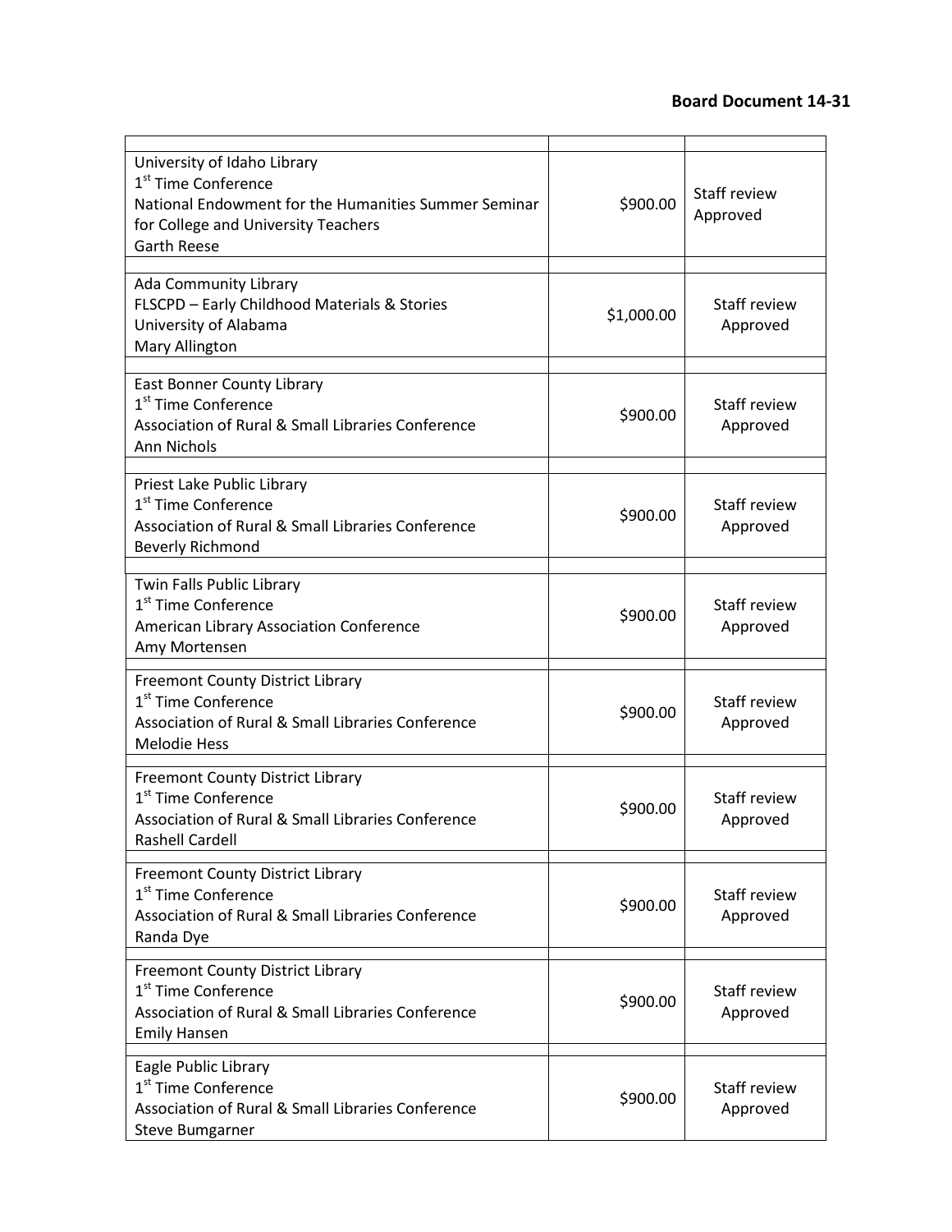**Board Document 14-31**

| | | |
|---|---|---|
| University of Idaho Library<br>1st Time Conference<br>National Endowment for the Humanities Summer Seminar for College and University Teachers<br>Garth Reese | $900.00 | Staff review Approved |
| Ada Community Library<br>FLSCPD – Early Childhood Materials & Stories<br>University of Alabama<br>Mary Allington | $1,000.00 | Staff review Approved |
| East Bonner County Library<br>1st Time Conference<br>Association of Rural & Small Libraries Conference<br>Ann Nichols | $900.00 | Staff review Approved |
| Priest Lake Public Library<br>1st Time Conference<br>Association of Rural & Small Libraries Conference<br>Beverly Richmond | $900.00 | Staff review Approved |
| Twin Falls Public Library<br>1st Time Conference<br>American Library Association Conference<br>Amy Mortensen | $900.00 | Staff review Approved |
| Freemont County District Library<br>1st Time Conference<br>Association of Rural & Small Libraries Conference<br>Melodie Hess | $900.00 | Staff review Approved |
| Freemont County District Library<br>1st Time Conference<br>Association of Rural & Small Libraries Conference<br>Rashell Cardell | $900.00 | Staff review Approved |
| Freemont County District Library<br>1st Time Conference<br>Association of Rural & Small Libraries Conference<br>Randa Dye | $900.00 | Staff review Approved |
| Freemont County District Library<br>1st Time Conference<br>Association of Rural & Small Libraries Conference<br>Emily Hansen | $900.00 | Staff review Approved |
| Eagle Public Library<br>1st Time Conference<br>Association of Rural & Small Libraries Conference<br>Steve Bumgarner | $900.00 | Staff review Approved |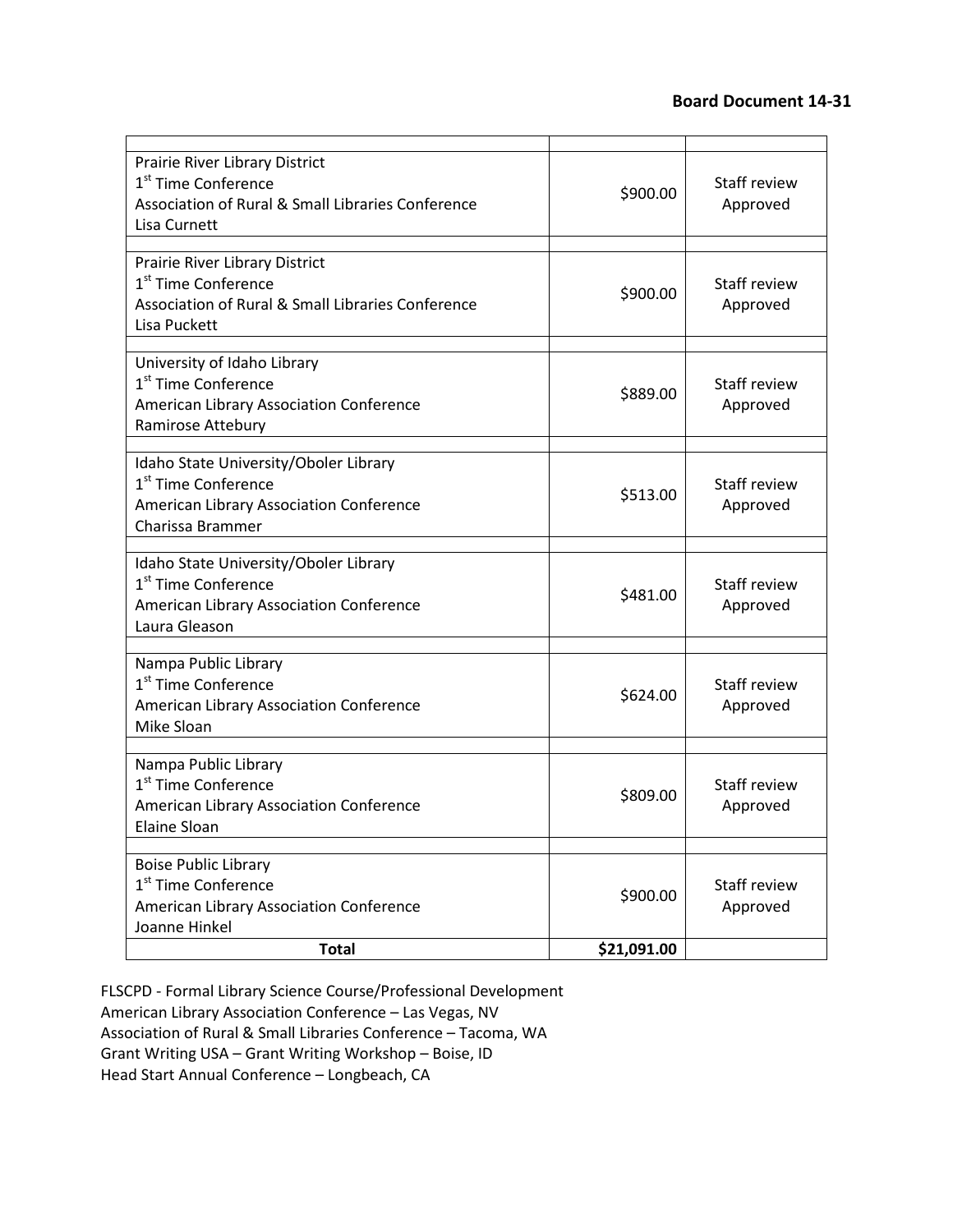**Board Document 14-31**

| | | |
|---|---|---|
| Prairie River Library District<br>1st Time Conference<br>Association of Rural & Small Libraries Conference<br>Lisa Curnett | $900.00 | Staff review Approved |
| Prairie River Library District<br>1st Time Conference<br>Association of Rural & Small Libraries Conference<br>Lisa Puckett | $900.00 | Staff review Approved |
| University of Idaho Library<br>1st Time Conference<br>American Library Association Conference<br>Ramirose Attebury | $889.00 | Staff review Approved |
| Idaho State University/Oboler Library<br>1st Time Conference<br>American Library Association Conference<br>Charissa Brammer | $513.00 | Staff review Approved |
| Idaho State University/Oboler Library<br>1st Time Conference<br>American Library Association Conference<br>Laura Gleason | $481.00 | Staff review Approved |
| Nampa Public Library<br>1st Time Conference<br>American Library Association Conference<br>Mike Sloan | $624.00 | Staff review Approved |
| Nampa Public Library<br>1st Time Conference<br>American Library Association Conference<br>Elaine Sloan | $809.00 | Staff review Approved |
| Boise Public Library<br>1st Time Conference<br>American Library Association Conference<br>Joanne Hinkel | $900.00 | Staff review Approved |
| **Total** | **$21,091.00** | |

FLSCPD - Formal Library Science Course/Professional Development
American Library Association Conference – Las Vegas, NV
Association of Rural & Small Libraries Conference – Tacoma, WA
Grant Writing USA – Grant Writing Workshop – Boise, ID
Head Start Annual Conference – Longbeach, CA